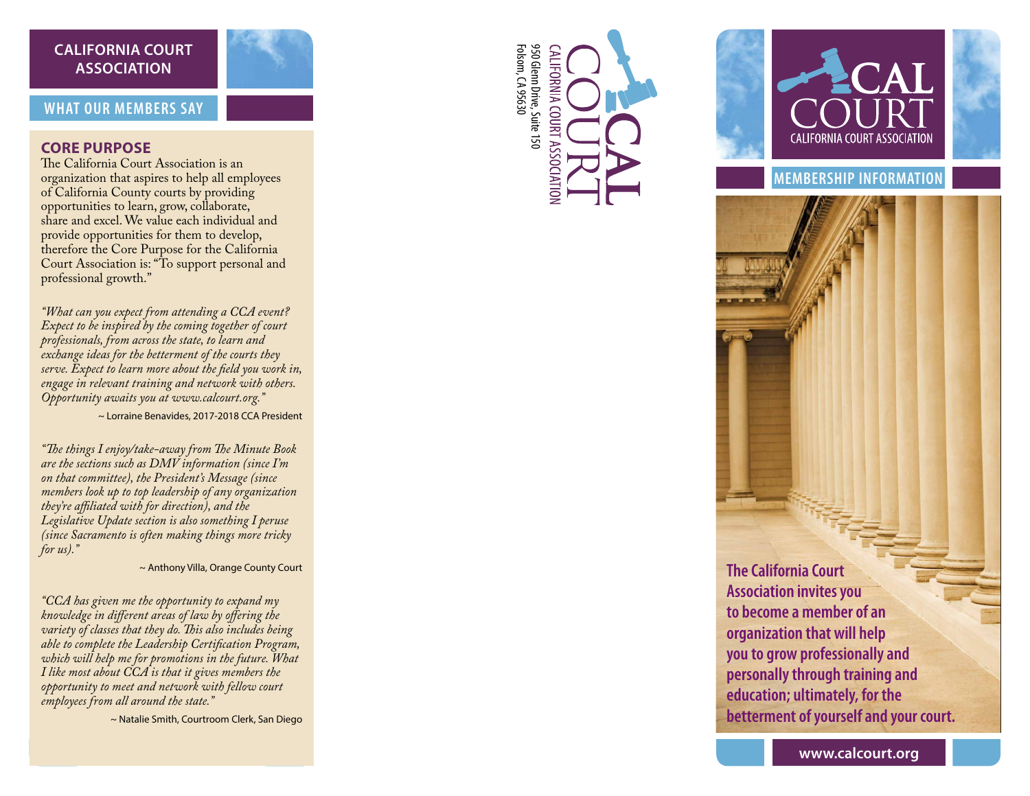## CALIFORNIA COURT ASSOCIATION

### WHAT OUR MEMBERS SAY

**CORE PURPOSE**

The California Court Association is an organization that aspires to help all employees of California County courts by providing opportunities to learn, grow, collaborate, share and excel. We value each individual and provide opportunities for them to develop, therefore the Core Purpose for the California Court Association is: "To support personal and professional growth."

*"What can you expect from attending a CCA event? Expect to be inspired by the coming together of court professionals, from across the state, to learn and exchange ideas for the betterment of the courts they serve. Expect to learn more about the field you work in, engage in relevant training and network with others. Opportunity awaits you at www.calcourt.org."*

~ Lorraine Benavides, 2017-2018 CCA President

*"The things I enjoy/take-away from The Minute Book are the sections such as DMV information (since I'm on that committee), the President's Message (since members look up to top leadership of any organization they're affiliated with for direction), and the Legislative Update section is also something I peruse (since Sacramento is often making things more tricky for us)."*

~ Anthony Villa, Orange County Court

*"CCA has given me the opportunity to expand my knowledge in different areas of law by offering the variety of classes that they do. This also includes being able to complete the Leadership Certification Program, which will help me for promotions in the future. What I like most about CCA is that it gives members the opportunity to meet and network with fellow court employees from all around the state."*

~ Natalie Smith, Courtroom Clerk, San Diego

CAL COURT
CALIFORNIA COURT ASSOCIATION
950 Glenn Drive, Suite 150
Folsom, CA 95630

# CAL COURT
CALIFORNIA COURT ASSOCIATION

## MEMBERSHIP INFORMATION

**The California Court Association invites you to become a member of an organization that will help you to grow professionally and personally through training and education; ultimately, for the betterment of yourself and your court.**

**www.calcourt.org**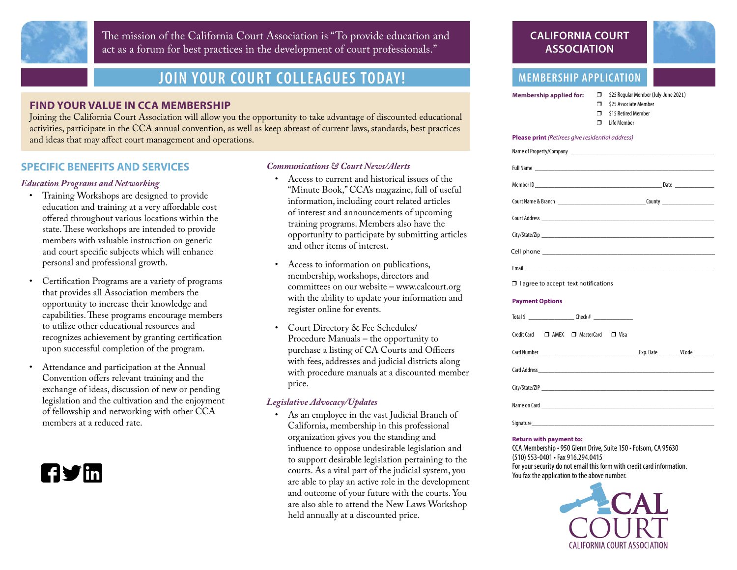The mission of the California Court Association is "To provide education and act as a forum for best practices in the development of court professionals."

# JOIN YOUR COURT COLLEAGUES TODAY!

## FIND YOUR VALUE IN CCA MEMBERSHIP

Joining the California Court Association will allow you the opportunity to take advantage of discounted educational activities, participate in the CCA annual convention, as well as keep abreast of current laws, standards, best practices and ideas that may affect court management and operations.

## SPECIFIC BENEFITS AND SERVICES

### *Education Programs and Networking*

- Training Workshops are designed to provide education and training at a very affordable cost offered throughout various locations within the state. These workshops are intended to provide members with valuable instruction on generic and court specific subjects which will enhance personal and professional growth.
- Certification Programs are a variety of programs that provides all Association members the opportunity to increase their knowledge and capabilities. These programs encourage members to utilize other educational resources and recognizes achievement by granting certification upon successful completion of the program.
- Attendance and participation at the Annual Convention offers relevant training and the exchange of ideas, discussion of new or pending legislation and the cultivation and the enjoyment of fellowship and networking with other CCA members at a reduced rate.

### *Communications & Court News/Alerts*

- Access to current and historical issues of the "Minute Book," CCA's magazine, full of useful information, including court related articles of interest and announcements of upcoming training programs. Members also have the opportunity to participate by submitting articles and other items of interest.
- Access to information on publications, membership, workshops, directors and committees on our website – www.calcourt.org with the ability to update your information and register online for events.
- Court Directory & Fee Schedules/ Procedure Manuals – the opportunity to purchase a listing of CA Courts and Officers with fees, addresses and judicial districts along with procedure manuals at a discounted member price.

### *Legislative Advocacy/Updates*

- As an employee in the vast Judicial Branch of California, membership in this professional organization gives you the standing and influence to oppose undesirable legislation and to support desirable legislation pertaining to the courts. As a vital part of the judicial system, you are able to play an active role in the development and outcome of your future with the courts. You are also able to attend the New Laws Workshop held annually at a discounted price.

# CALIFORNIA COURT ASSOCIATION

## MEMBERSHIP APPLICATION

**Membership applied for:**

- ❐ $25 Regular Member (July-June 2021)
- ❐ $25 Associate Member
- ❐ $15 Retired Member
- ❐ Life Member

**Please print** *(Retirees give residential address)*

Name of Property/Company ______________________________

Full Name ______________________________

Member ID ______________________________ Date ____________

Court Name & Branch ______________________ County ______________

Court Address ______________________________

City/State/Zip ______________________________

Cell phone ______________________________

Email ______________________________

❐ I agree to accept text notifications

**Payment Options**

Total $ ____________ Check # ____________

Credit Card ❐ AMEX ❐ MasterCard ❐ Visa

Card Number______________________ Exp. Date ______ VCode ______

Card Address______________________________

City/State/ZIP ______________________________

Name on Card ______________________________

Signature______________________________

**Return with payment to:**

CCA Membership • 950 Glenn Drive, Suite 150 • Folsom, CA 95630
(510) 553-0401 • Fax 916.294.0415
For your security do not email this form with credit card information.
You fax the application to the above number.

CAL COURT
CALIFORNIA COURT ASSOCIATION